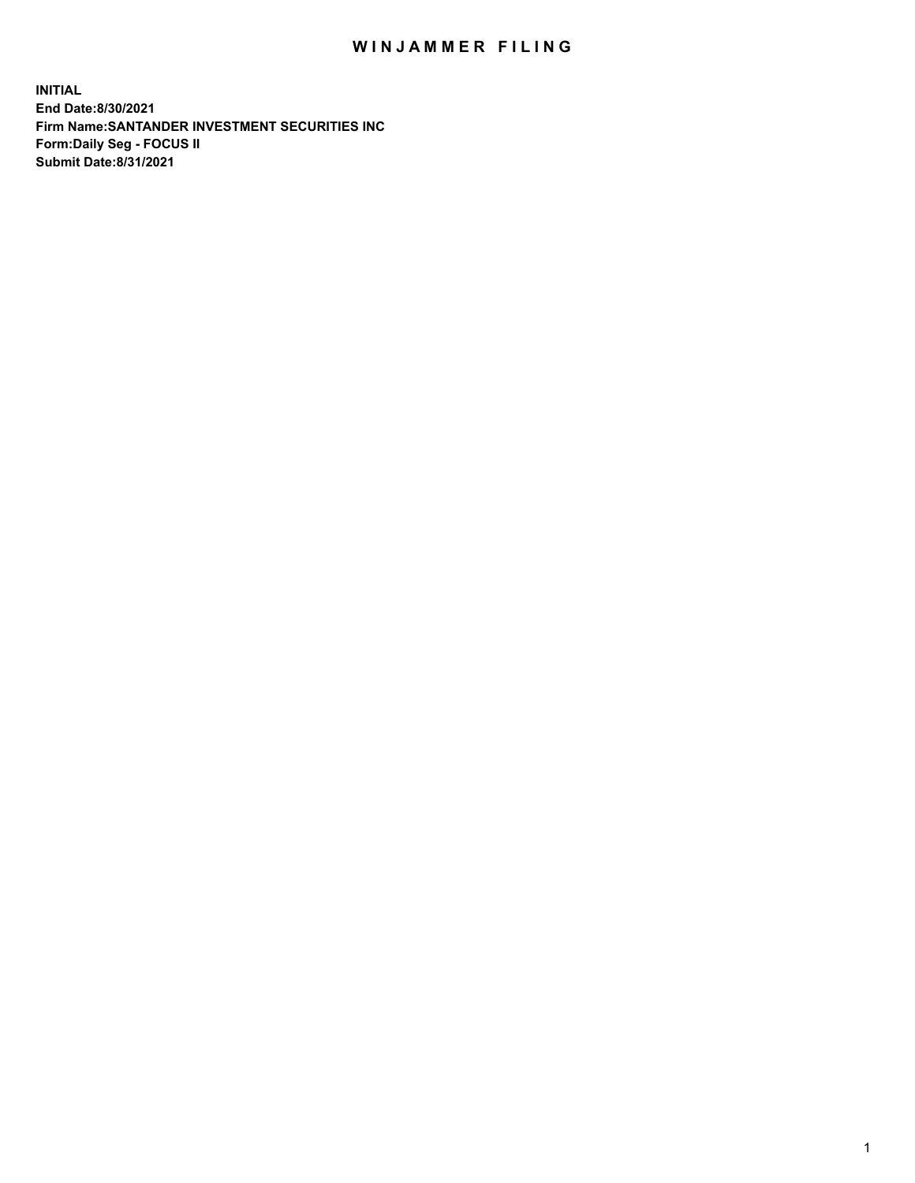# WINJAMMER FILING

**INITIAL**
**End Date:8/30/2021**
**Firm Name:SANTANDER INVESTMENT SECURITIES INC**
**Form:Daily Seg - FOCUS II**
**Submit Date:8/31/2021**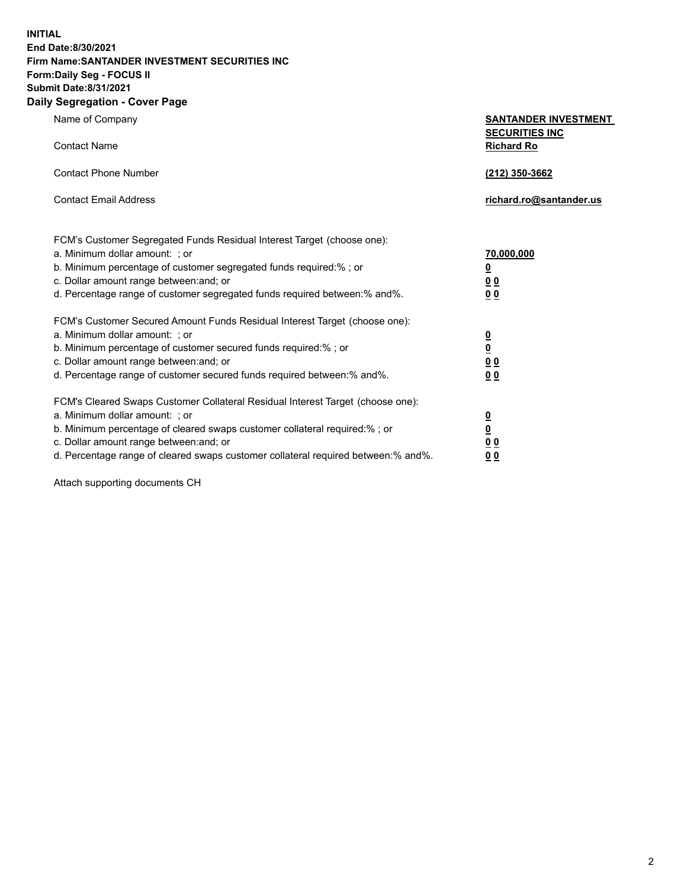**INITIAL**
**End Date:8/30/2021**
**Firm Name:SANTANDER INVESTMENT SECURITIES INC**
**Form:Daily Seg - FOCUS II**
**Submit Date:8/31/2021**

## Daily Segregation - Cover Page

| | |
|---|---|
| Name of Company | **SANTANDER INVESTMENT SECURITIES INC** |
| Contact Name | **Richard Ro** |
| Contact Phone Number | **(212) 350-3662** |
| Contact Email Address | **richard.ro@santander.us** |

FCM's Customer Segregated Funds Residual Interest Target (choose one):

| | |
|---|---|
| a. Minimum dollar amount: ; or | **70,000,000** |
| b. Minimum percentage of customer segregated funds required:% ; or | **0** |
| c. Dollar amount range between:and; or | **0 0** |
| d. Percentage range of customer segregated funds required between:% and%. | **0 0** |

FCM's Customer Secured Amount Funds Residual Interest Target (choose one):

| | |
|---|---|
| a. Minimum dollar amount: ; or | **0** |
| b. Minimum percentage of customer secured funds required:% ; or | **0** |
| c. Dollar amount range between:and; or | **0 0** |
| d. Percentage range of customer secured funds required between:% and%. | **0 0** |

FCM's Cleared Swaps Customer Collateral Residual Interest Target (choose one):

| | |
|---|---|
| a. Minimum dollar amount: ; or | **0** |
| b. Minimum percentage of cleared swaps customer collateral required:% ; or | **0** |
| c. Dollar amount range between:and; or | **0 0** |
| d. Percentage range of cleared swaps customer collateral required between:% and%. | **0 0** |

Attach supporting documents CH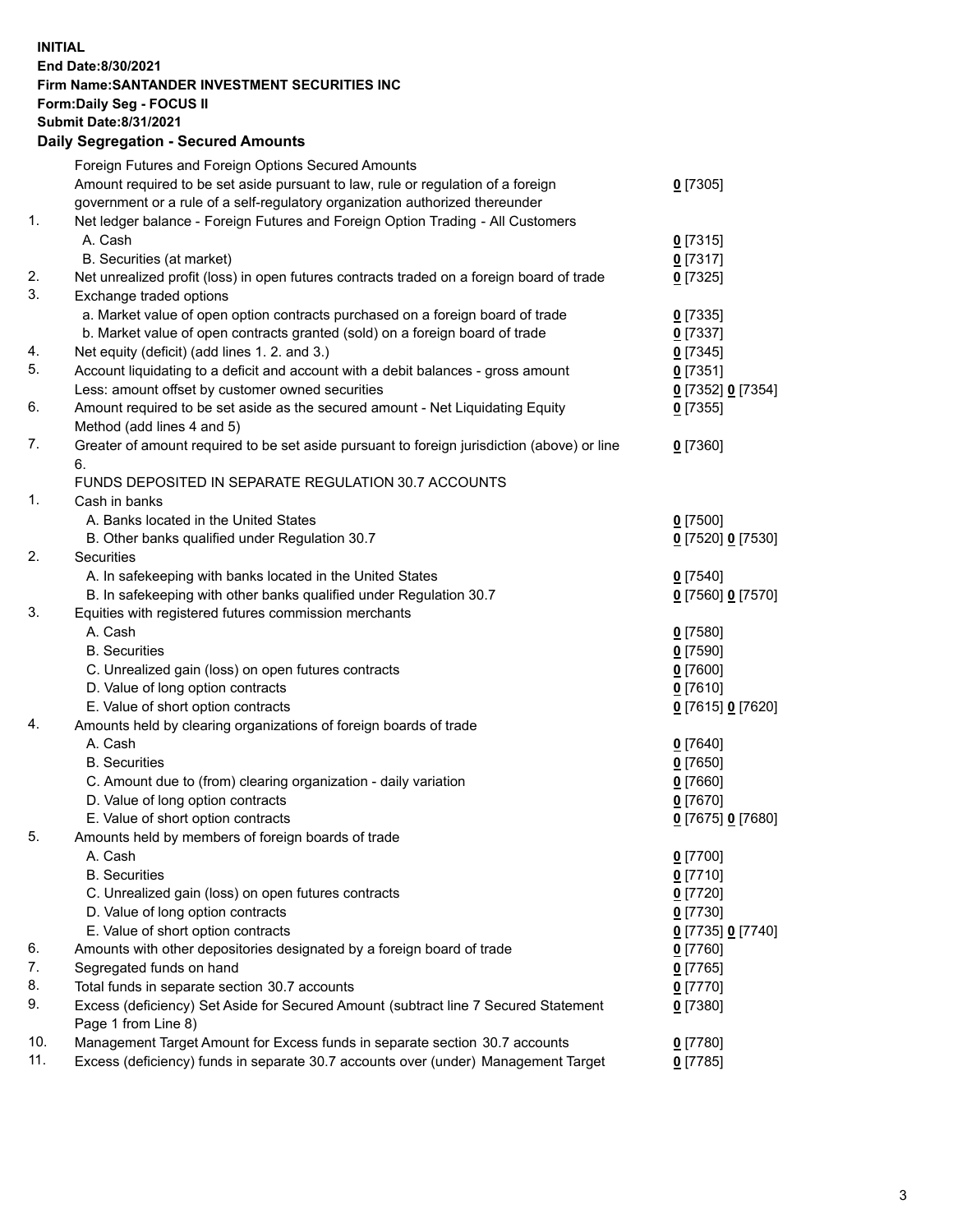**INITIAL**
**End Date:8/30/2021**
**Firm Name:SANTANDER INVESTMENT SECURITIES INC**
**Form:Daily Seg - FOCUS II**
**Submit Date:8/31/2021**

## Daily Segregation - Secured Amounts

| | | |
|---|---|---|
| | Foreign Futures and Foreign Options Secured Amounts | |
| | Amount required to be set aside pursuant to law, rule or regulation of a foreign government or a rule of a self-regulatory organization authorized thereunder | 0 [7305] |
| 1. | Net ledger balance - Foreign Futures and Foreign Option Trading - All Customers | |
| | A. Cash | 0 [7315] |
| | B. Securities (at market) | 0 [7317] |
| 2. | Net unrealized profit (loss) in open futures contracts traded on a foreign board of trade | 0 [7325] |
| 3. | Exchange traded options | |
| | a. Market value of open option contracts purchased on a foreign board of trade | 0 [7335] |
| | b. Market value of open contracts granted (sold) on a foreign board of trade | 0 [7337] |
| 4. | Net equity (deficit) (add lines 1. 2. and 3.) | 0 [7345] |
| 5. | Account liquidating to a deficit and account with a debit balances - gross amount | 0 [7351] |
| | Less: amount offset by customer owned securities | 0 [7352] 0 [7354] |
| 6. | Amount required to be set aside as the secured amount - Net Liquidating Equity Method (add lines 4 and 5) | 0 [7355] |
| 7. | Greater of amount required to be set aside pursuant to foreign jurisdiction (above) or line 6. | 0 [7360] |
| | FUNDS DEPOSITED IN SEPARATE REGULATION 30.7 ACCOUNTS | |
| 1. | Cash in banks | |
| | A. Banks located in the United States | 0 [7500] |
| | B. Other banks qualified under Regulation 30.7 | 0 [7520] 0 [7530] |
| 2. | Securities | |
| | A. In safekeeping with banks located in the United States | 0 [7540] |
| | B. In safekeeping with other banks qualified under Regulation 30.7 | 0 [7560] 0 [7570] |
| 3. | Equities with registered futures commission merchants | |
| | A. Cash | 0 [7580] |
| | B. Securities | 0 [7590] |
| | C. Unrealized gain (loss) on open futures contracts | 0 [7600] |
| | D. Value of long option contracts | 0 [7610] |
| | E. Value of short option contracts | 0 [7615] 0 [7620] |
| 4. | Amounts held by clearing organizations of foreign boards of trade | |
| | A. Cash | 0 [7640] |
| | B. Securities | 0 [7650] |
| | C. Amount due to (from) clearing organization - daily variation | 0 [7660] |
| | D. Value of long option contracts | 0 [7670] |
| | E. Value of short option contracts | 0 [7675] 0 [7680] |
| 5. | Amounts held by members of foreign boards of trade | |
| | A. Cash | 0 [7700] |
| | B. Securities | 0 [7710] |
| | C. Unrealized gain (loss) on open futures contracts | 0 [7720] |
| | D. Value of long option contracts | 0 [7730] |
| | E. Value of short option contracts | 0 [7735] 0 [7740] |
| 6. | Amounts with other depositories designated by a foreign board of trade | 0 [7760] |
| 7. | Segregated funds on hand | 0 [7765] |
| 8. | Total funds in separate section 30.7 accounts | 0 [7770] |
| 9. | Excess (deficiency) Set Aside for Secured Amount (subtract line 7 Secured Statement Page 1 from Line 8) | 0 [7380] |
| 10. | Management Target Amount for Excess funds in separate section 30.7 accounts | 0 [7780] |
| 11. | Excess (deficiency) funds in separate 30.7 accounts over (under) Management Target | 0 [7785] |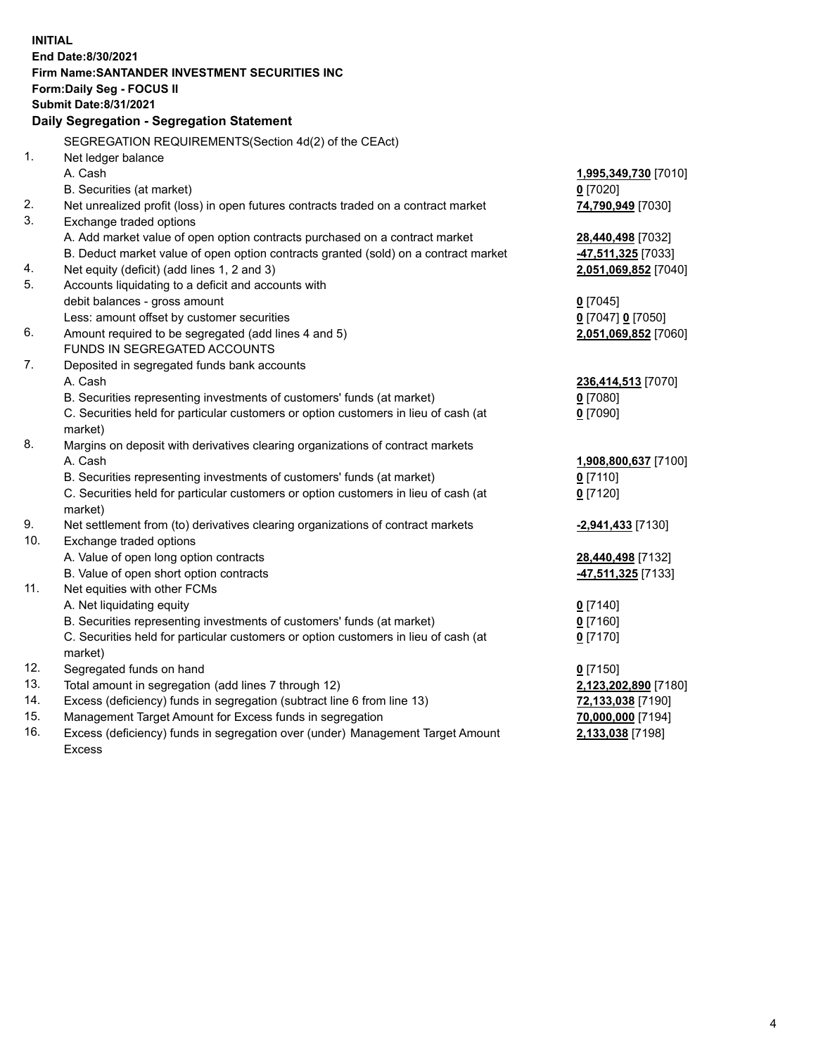**INITIAL**
**End Date:8/30/2021**
**Firm Name:SANTANDER INVESTMENT SECURITIES INC**
**Form:Daily Seg - FOCUS II**
**Submit Date:8/31/2021**

## Daily Segregation - Segregation Statement

SEGREGATION REQUIREMENTS(Section 4d(2) of the CEAct)

| | | |
|---|---|---|
| 1. | Net ledger balance | |
| | A. Cash | **1,995,349,730** [7010] |
| | B. Securities (at market) | **0** [7020] |
| 2. | Net unrealized profit (loss) in open futures contracts traded on a contract market | **74,790,949** [7030] |
| 3. | Exchange traded options | |
| | A. Add market value of open option contracts purchased on a contract market | **28,440,498** [7032] |
| | B. Deduct market value of open option contracts granted (sold) on a contract market | **-47,511,325** [7033] |
| 4. | Net equity (deficit) (add lines 1, 2 and 3) | **2,051,069,852** [7040] |
| 5. | Accounts liquidating to a deficit and accounts with debit balances - gross amount | **0** [7045] |
| | Less: amount offset by customer securities | **0** [7047] **0** [7050] |
| 6. | Amount required to be segregated (add lines 4 and 5) | **2,051,069,852** [7060] |
| | FUNDS IN SEGREGATED ACCOUNTS | |
| 7. | Deposited in segregated funds bank accounts | |
| | A. Cash | **236,414,513** [7070] |
| | B. Securities representing investments of customers' funds (at market) | **0** [7080] |
| | C. Securities held for particular customers or option customers in lieu of cash (at market) | **0** [7090] |
| 8. | Margins on deposit with derivatives clearing organizations of contract markets | |
| | A. Cash | **1,908,800,637** [7100] |
| | B. Securities representing investments of customers' funds (at market) | **0** [7110] |
| | C. Securities held for particular customers or option customers in lieu of cash (at market) | **0** [7120] |
| 9. | Net settlement from (to) derivatives clearing organizations of contract markets | **-2,941,433** [7130] |
| 10. | Exchange traded options | |
| | A. Value of open long option contracts | **28,440,498** [7132] |
| | B. Value of open short option contracts | **-47,511,325** [7133] |
| 11. | Net equities with other FCMs | |
| | A. Net liquidating equity | **0** [7140] |
| | B. Securities representing investments of customers' funds (at market) | **0** [7160] |
| | C. Securities held for particular customers or option customers in lieu of cash (at market) | **0** [7170] |
| 12. | Segregated funds on hand | **0** [7150] |
| 13. | Total amount in segregation (add lines 7 through 12) | **2,123,202,890** [7180] |
| 14. | Excess (deficiency) funds in segregation (subtract line 6 from line 13) | **72,133,038** [7190] |
| 15. | Management Target Amount for Excess funds in segregation | **70,000,000** [7194] |
| 16. | Excess (deficiency) funds in segregation over (under) Management Target Amount Excess | **2,133,038** [7198] |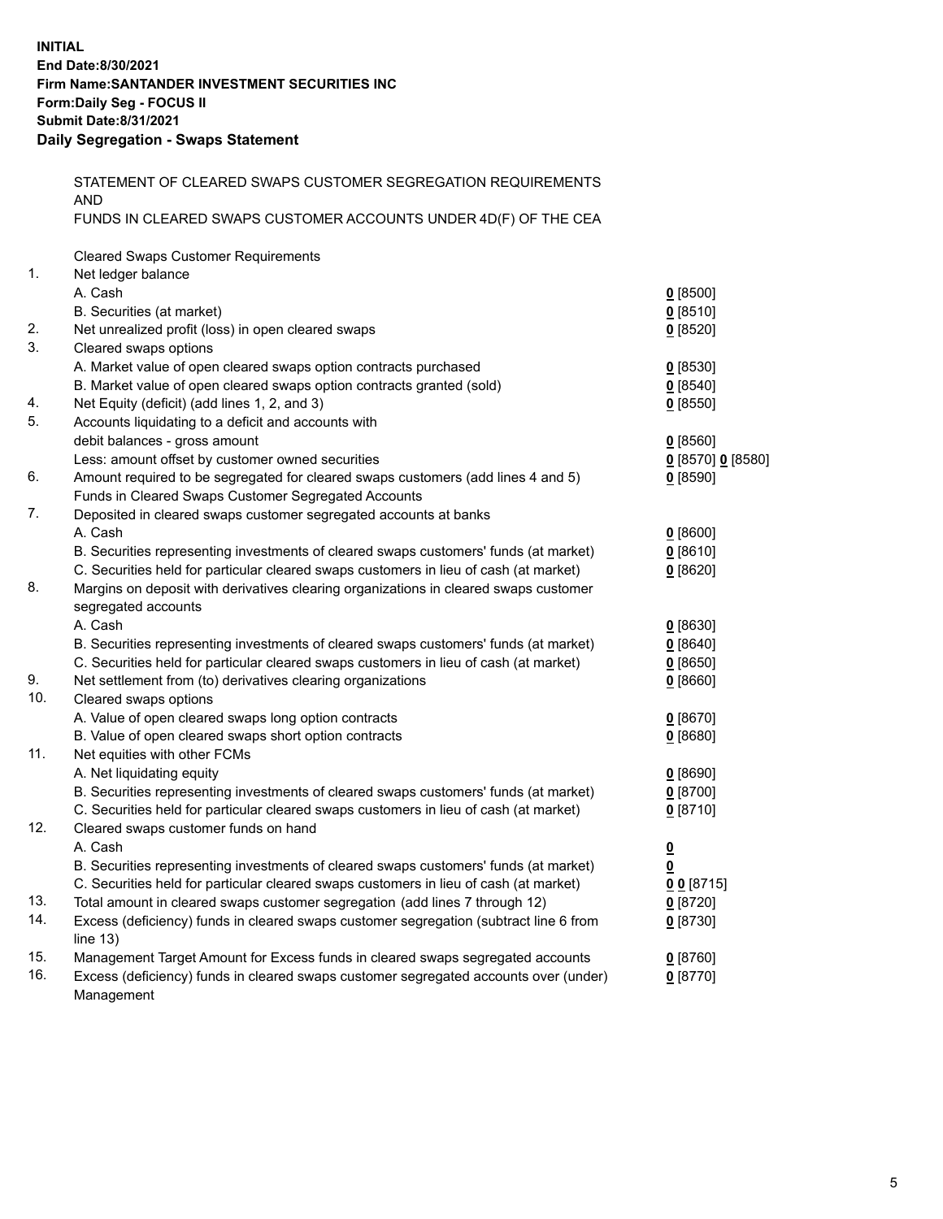**INITIAL**
**End Date:8/30/2021**
**Firm Name:SANTANDER INVESTMENT SECURITIES INC**
**Form:Daily Seg - FOCUS II**
**Submit Date:8/31/2021**
**Daily Segregation - Swaps Statement**

STATEMENT OF CLEARED SWAPS CUSTOMER SEGREGATION REQUIREMENTS AND FUNDS IN CLEARED SWAPS CUSTOMER ACCOUNTS UNDER 4D(F) OF THE CEA

| | | |
|---|---|---|
| | Cleared Swaps Customer Requirements | |
| 1. | Net ledger balance | |
| | A. Cash | 0 [8500] |
| | B. Securities (at market) | 0 [8510] |
| 2. | Net unrealized profit (loss) in open cleared swaps | 0 [8520] |
| 3. | Cleared swaps options | |
| | A. Market value of open cleared swaps option contracts purchased | 0 [8530] |
| | B. Market value of open cleared swaps option contracts granted (sold) | 0 [8540] |
| 4. | Net Equity (deficit) (add lines 1, 2, and 3) | 0 [8550] |
| 5. | Accounts liquidating to a deficit and accounts with | |
| | debit balances - gross amount | 0 [8560] |
| | Less: amount offset by customer owned securities | 0 [8570] 0 [8580] |
| 6. | Amount required to be segregated for cleared swaps customers (add lines 4 and 5) | 0 [8590] |
| | Funds in Cleared Swaps Customer Segregated Accounts | |
| 7. | Deposited in cleared swaps customer segregated accounts at banks | |
| | A. Cash | 0 [8600] |
| | B. Securities representing investments of cleared swaps customers' funds (at market) | 0 [8610] |
| | C. Securities held for particular cleared swaps customers in lieu of cash (at market) | 0 [8620] |
| 8. | Margins on deposit with derivatives clearing organizations in cleared swaps customer segregated accounts | |
| | A. Cash | 0 [8630] |
| | B. Securities representing investments of cleared swaps customers' funds (at market) | 0 [8640] |
| | C. Securities held for particular cleared swaps customers in lieu of cash (at market) | 0 [8650] |
| 9. | Net settlement from (to) derivatives clearing organizations | 0 [8660] |
| 10. | Cleared swaps options | |
| | A. Value of open cleared swaps long option contracts | 0 [8670] |
| | B. Value of open cleared swaps short option contracts | 0 [8680] |
| 11. | Net equities with other FCMs | |
| | A. Net liquidating equity | 0 [8690] |
| | B. Securities representing investments of cleared swaps customers' funds (at market) | 0 [8700] |
| | C. Securities held for particular cleared swaps customers in lieu of cash (at market) | 0 [8710] |
| 12. | Cleared swaps customer funds on hand | |
| | A. Cash | 0 |
| | B. Securities representing investments of cleared swaps customers' funds (at market) | 0 |
| | C. Securities held for particular cleared swaps customers in lieu of cash (at market) | 0 0 [8715] |
| 13. | Total amount in cleared swaps customer segregation (add lines 7 through 12) | 0 [8720] |
| 14. | Excess (deficiency) funds in cleared swaps customer segregation (subtract line 6 from line 13) | 0 [8730] |
| 15. | Management Target Amount for Excess funds in cleared swaps segregated accounts | 0 [8760] |
| 16. | Excess (deficiency) funds in cleared swaps customer segregated accounts over (under) Management | 0 [8770] |